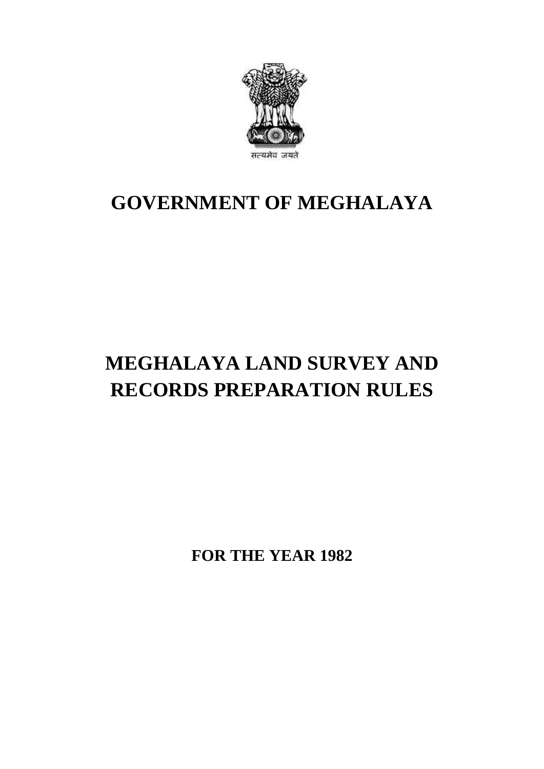सत्यमेव जयते

# GOVERNMENT OF MEGHALAYA

# MEGHALAYA LAND SURVEY AND RECORDS PREPARATION RULES

**FOR THE YEAR 1982**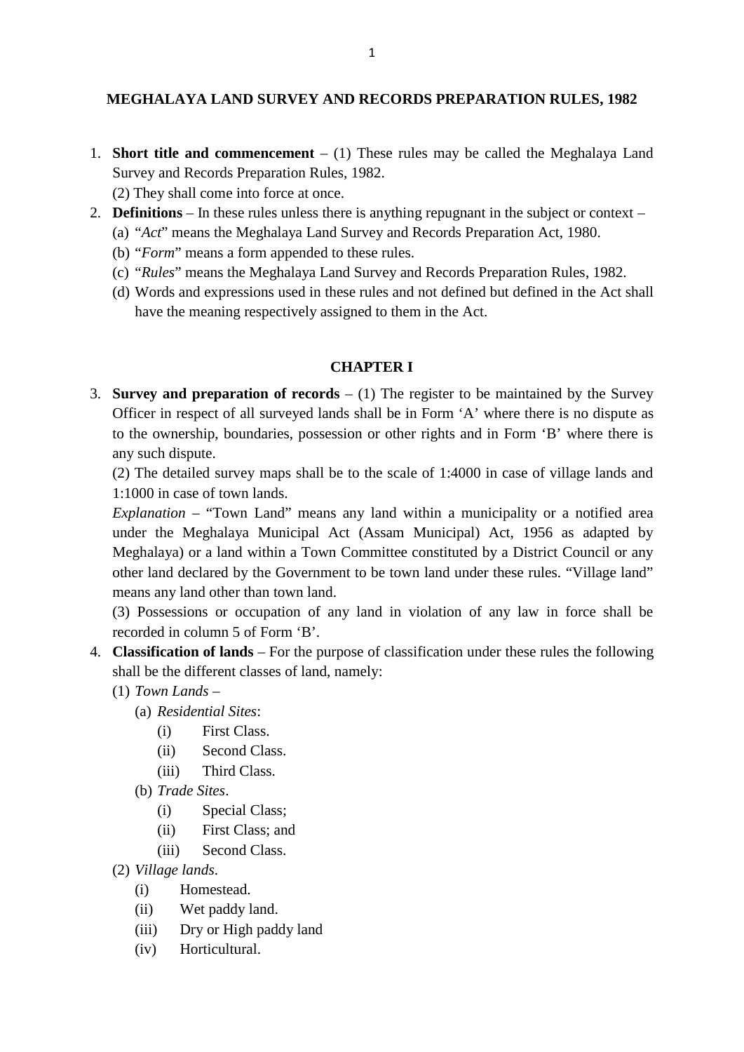**MEGHALAYA LAND SURVEY AND RECORDS PREPARATION RULES, 1982**

1. **Short title and commencement** – (1) These rules may be called the Meghalaya Land Survey and Records Preparation Rules, 1982.
   (2) They shall come into force at once.
2. **Definitions** – In these rules unless there is anything repugnant in the subject or context –
   (a) "*Act*" means the Meghalaya Land Survey and Records Preparation Act, 1980.
   (b) "*Form*" means a form appended to these rules.
   (c) "*Rules*" means the Meghalaya Land Survey and Records Preparation Rules, 1982.
   (d) Words and expressions used in these rules and not defined but defined in the Act shall have the meaning respectively assigned to them in the Act.

## CHAPTER I

3. **Survey and preparation of records** – (1) The register to be maintained by the Survey Officer in respect of all surveyed lands shall be in Form 'A' where there is no dispute as to the ownership, boundaries, possession or other rights and in Form 'B' where there is any such dispute.
   (2) The detailed survey maps shall be to the scale of 1:4000 in case of village lands and 1:1000 in case of town lands.
   *Explanation* – "Town Land" means any land within a municipality or a notified area under the Meghalaya Municipal Act (Assam Municipal) Act, 1956 as adapted by Meghalaya) or a land within a Town Committee constituted by a District Council or any other land declared by the Government to be town land under these rules. "Village land" means any land other than town land.
   (3) Possessions or occupation of any land in violation of any law in force shall be recorded in column 5 of Form 'B'.
4. **Classification of lands** – For the purpose of classification under these rules the following shall be the different classes of land, namely:
   (1) *Town Lands* –
      (a) *Residential Sites*:
         (i) First Class.
         (ii) Second Class.
         (iii) Third Class.
      (b) *Trade Sites*.
         (i) Special Class;
         (ii) First Class; and
         (iii) Second Class.
   (2) *Village lands*.
      (i) Homestead.
      (ii) Wet paddy land.
      (iii) Dry or High paddy land
      (iv) Horticultural.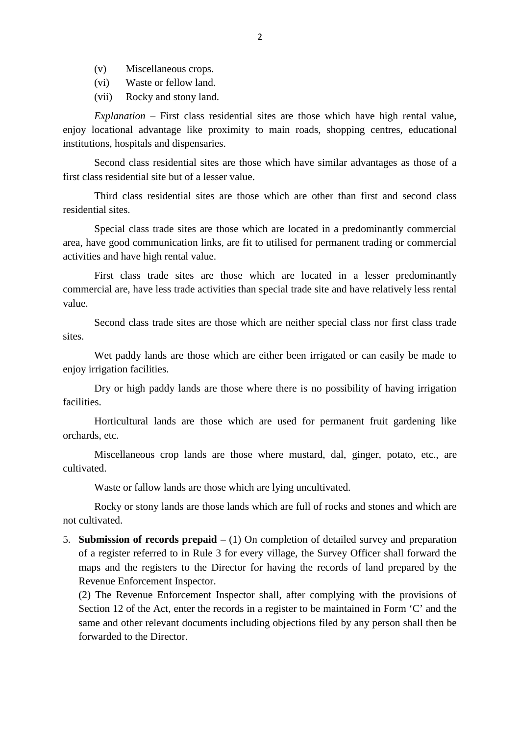(v) Miscellaneous crops.

(vi) Waste or fellow land.

(vii) Rocky and stony land.

*Explanation* – First class residential sites are those which have high rental value, enjoy locational advantage like proximity to main roads, shopping centres, educational institutions, hospitals and dispensaries.

Second class residential sites are those which have similar advantages as those of a first class residential site but of a lesser value.

Third class residential sites are those which are other than first and second class residential sites.

Special class trade sites are those which are located in a predominantly commercial area, have good communication links, are fit to utilised for permanent trading or commercial activities and have high rental value.

First class trade sites are those which are located in a lesser predominantly commercial are, have less trade activities than special trade site and have relatively less rental value.

Second class trade sites are those which are neither special class nor first class trade sites.

Wet paddy lands are those which are either been irrigated or can easily be made to enjoy irrigation facilities.

Dry or high paddy lands are those where there is no possibility of having irrigation facilities.

Horticultural lands are those which are used for permanent fruit gardening like orchards, etc.

Miscellaneous crop lands are those where mustard, dal, ginger, potato, etc., are cultivated.

Waste or fallow lands are those which are lying uncultivated.

Rocky or stony lands are those lands which are full of rocks and stones and which are not cultivated.

5. **Submission of records prepaid** – (1) On completion of detailed survey and preparation of a register referred to in Rule 3 for every village, the Survey Officer shall forward the maps and the registers to the Director for having the records of land prepared by the Revenue Enforcement Inspector.

(2) The Revenue Enforcement Inspector shall, after complying with the provisions of Section 12 of the Act, enter the records in a register to be maintained in Form 'C' and the same and other relevant documents including objections filed by any person shall then be forwarded to the Director.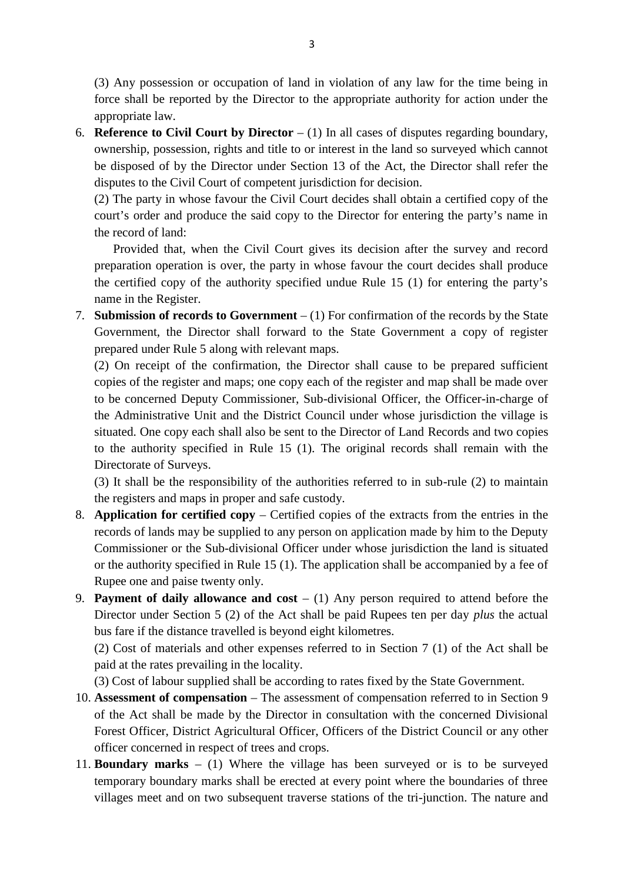(3) Any possession or occupation of land in violation of any law for the time being in force shall be reported by the Director to the appropriate authority for action under the appropriate law.

6. **Reference to Civil Court by Director** – (1) In all cases of disputes regarding boundary, ownership, possession, rights and title to or interest in the land so surveyed which cannot be disposed of by the Director under Section 13 of the Act, the Director shall refer the disputes to the Civil Court of competent jurisdiction for decision.

   (2) The party in whose favour the Civil Court decides shall obtain a certified copy of the court's order and produce the said copy to the Director for entering the party's name in the record of land:

   Provided that, when the Civil Court gives its decision after the survey and record preparation operation is over, the party in whose favour the court decides shall produce the certified copy of the authority specified undue Rule 15 (1) for entering the party's name in the Register.

7. **Submission of records to Government** – (1) For confirmation of the records by the State Government, the Director shall forward to the State Government a copy of register prepared under Rule 5 along with relevant maps.

   (2) On receipt of the confirmation, the Director shall cause to be prepared sufficient copies of the register and maps; one copy each of the register and map shall be made over to be concerned Deputy Commissioner, Sub-divisional Officer, the Officer-in-charge of the Administrative Unit and the District Council under whose jurisdiction the village is situated. One copy each shall also be sent to the Director of Land Records and two copies to the authority specified in Rule 15 (1). The original records shall remain with the Directorate of Surveys.

   (3) It shall be the responsibility of the authorities referred to in sub-rule (2) to maintain the registers and maps in proper and safe custody.

8. **Application for certified copy** – Certified copies of the extracts from the entries in the records of lands may be supplied to any person on application made by him to the Deputy Commissioner or the Sub-divisional Officer under whose jurisdiction the land is situated or the authority specified in Rule 15 (1). The application shall be accompanied by a fee of Rupee one and paise twenty only.

9. **Payment of daily allowance and cost** – (1) Any person required to attend before the Director under Section 5 (2) of the Act shall be paid Rupees ten per day *plus* the actual bus fare if the distance travelled is beyond eight kilometres.

   (2) Cost of materials and other expenses referred to in Section 7 (1) of the Act shall be paid at the rates prevailing in the locality.

   (3) Cost of labour supplied shall be according to rates fixed by the State Government.

10. **Assessment of compensation** – The assessment of compensation referred to in Section 9 of the Act shall be made by the Director in consultation with the concerned Divisional Forest Officer, District Agricultural Officer, Officers of the District Council or any other officer concerned in respect of trees and crops.

11. **Boundary marks** – (1) Where the village has been surveyed or is to be surveyed temporary boundary marks shall be erected at every point where the boundaries of three villages meet and on two subsequent traverse stations of the tri-junction. The nature and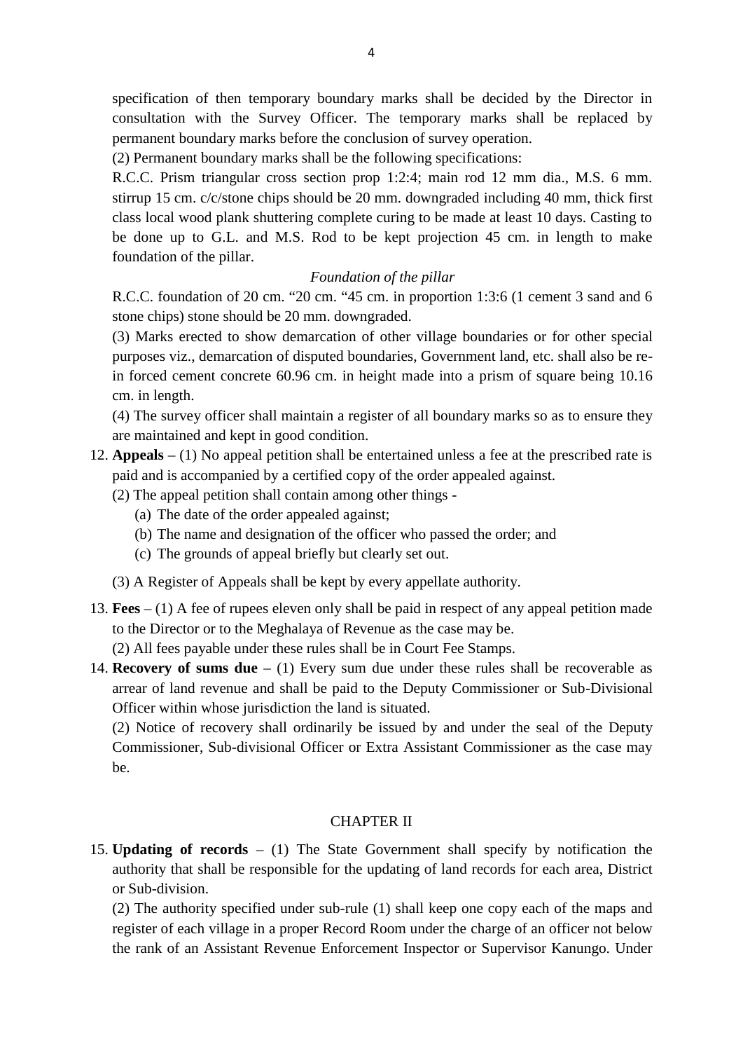specification of then temporary boundary marks shall be decided by the Director in consultation with the Survey Officer. The temporary marks shall be replaced by permanent boundary marks before the conclusion of survey operation.

(2) Permanent boundary marks shall be the following specifications:

R.C.C. Prism triangular cross section prop 1:2:4; main rod 12 mm dia., M.S. 6 mm. stirrup 15 cm. c/c/stone chips should be 20 mm. downgraded including 40 mm, thick first class local wood plank shuttering complete curing to be made at least 10 days. Casting to be done up to G.L. and M.S. Rod to be kept projection 45 cm. in length to make foundation of the pillar.

*Foundation of the pillar*

R.C.C. foundation of 20 cm. "20 cm. "45 cm. in proportion 1:3:6 (1 cement 3 sand and 6 stone chips) stone should be 20 mm. downgraded.

(3) Marks erected to show demarcation of other village boundaries or for other special purposes viz., demarcation of disputed boundaries, Government land, etc. shall also be re-in forced cement concrete 60.96 cm. in height made into a prism of square being 10.16 cm. in length.

(4) The survey officer shall maintain a register of all boundary marks so as to ensure they are maintained and kept in good condition.

12. **Appeals** – (1) No appeal petition shall be entertained unless a fee at the prescribed rate is paid and is accompanied by a certified copy of the order appealed against.

    (2) The appeal petition shall contain among other things -

    (a) The date of the order appealed against;

    (b) The name and designation of the officer who passed the order; and

    (c) The grounds of appeal briefly but clearly set out.

    (3) A Register of Appeals shall be kept by every appellate authority.

13. **Fees** – (1) A fee of rupees eleven only shall be paid in respect of any appeal petition made to the Director or to the Meghalaya of Revenue as the case may be.

    (2) All fees payable under these rules shall be in Court Fee Stamps.

14. **Recovery of sums due** – (1) Every sum due under these rules shall be recoverable as arrear of land revenue and shall be paid to the Deputy Commissioner or Sub-Divisional Officer within whose jurisdiction the land is situated.

    (2) Notice of recovery shall ordinarily be issued by and under the seal of the Deputy Commissioner, Sub-divisional Officer or Extra Assistant Commissioner as the case may be.

## CHAPTER II

15. **Updating of records** – (1) The State Government shall specify by notification the authority that shall be responsible for the updating of land records for each area, District or Sub-division.

    (2) The authority specified under sub-rule (1) shall keep one copy each of the maps and register of each village in a proper Record Room under the charge of an officer not below the rank of an Assistant Revenue Enforcement Inspector or Supervisor Kanungo. Under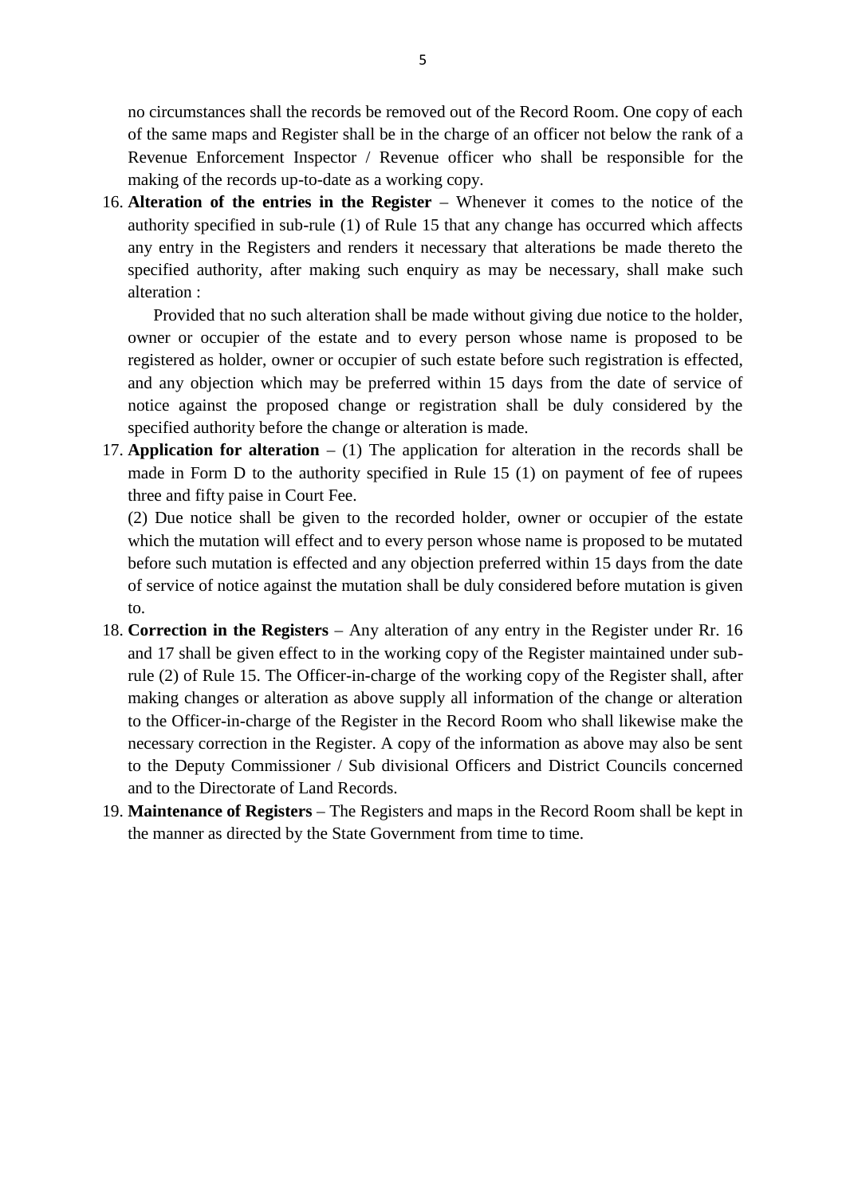no circumstances shall the records be removed out of the Record Room. One copy of each of the same maps and Register shall be in the charge of an officer not below the rank of a Revenue Enforcement Inspector / Revenue officer who shall be responsible for the making of the records up-to-date as a working copy.

16. **Alteration of the entries in the Register** – Whenever it comes to the notice of the authority specified in sub-rule (1) of Rule 15 that any change has occurred which affects any entry in the Registers and renders it necessary that alterations be made thereto the specified authority, after making such enquiry as may be necessary, shall make such alteration :

    Provided that no such alteration shall be made without giving due notice to the holder, owner or occupier of the estate and to every person whose name is proposed to be registered as holder, owner or occupier of such estate before such registration is effected, and any objection which may be preferred within 15 days from the date of service of notice against the proposed change or registration shall be duly considered by the specified authority before the change or alteration is made.

17. **Application for alteration** – (1) The application for alteration in the records shall be made in Form D to the authority specified in Rule 15 (1) on payment of fee of rupees three and fifty paise in Court Fee.

    (2) Due notice shall be given to the recorded holder, owner or occupier of the estate which the mutation will effect and to every person whose name is proposed to be mutated before such mutation is effected and any objection preferred within 15 days from the date of service of notice against the mutation shall be duly considered before mutation is given to.

18. **Correction in the Registers** – Any alteration of any entry in the Register under Rr. 16 and 17 shall be given effect to in the working copy of the Register maintained under sub-rule (2) of Rule 15. The Officer-in-charge of the working copy of the Register shall, after making changes or alteration as above supply all information of the change or alteration to the Officer-in-charge of the Register in the Record Room who shall likewise make the necessary correction in the Register. A copy of the information as above may also be sent to the Deputy Commissioner / Sub divisional Officers and District Councils concerned and to the Directorate of Land Records.

19. **Maintenance of Registers** – The Registers and maps in the Record Room shall be kept in the manner as directed by the State Government from time to time.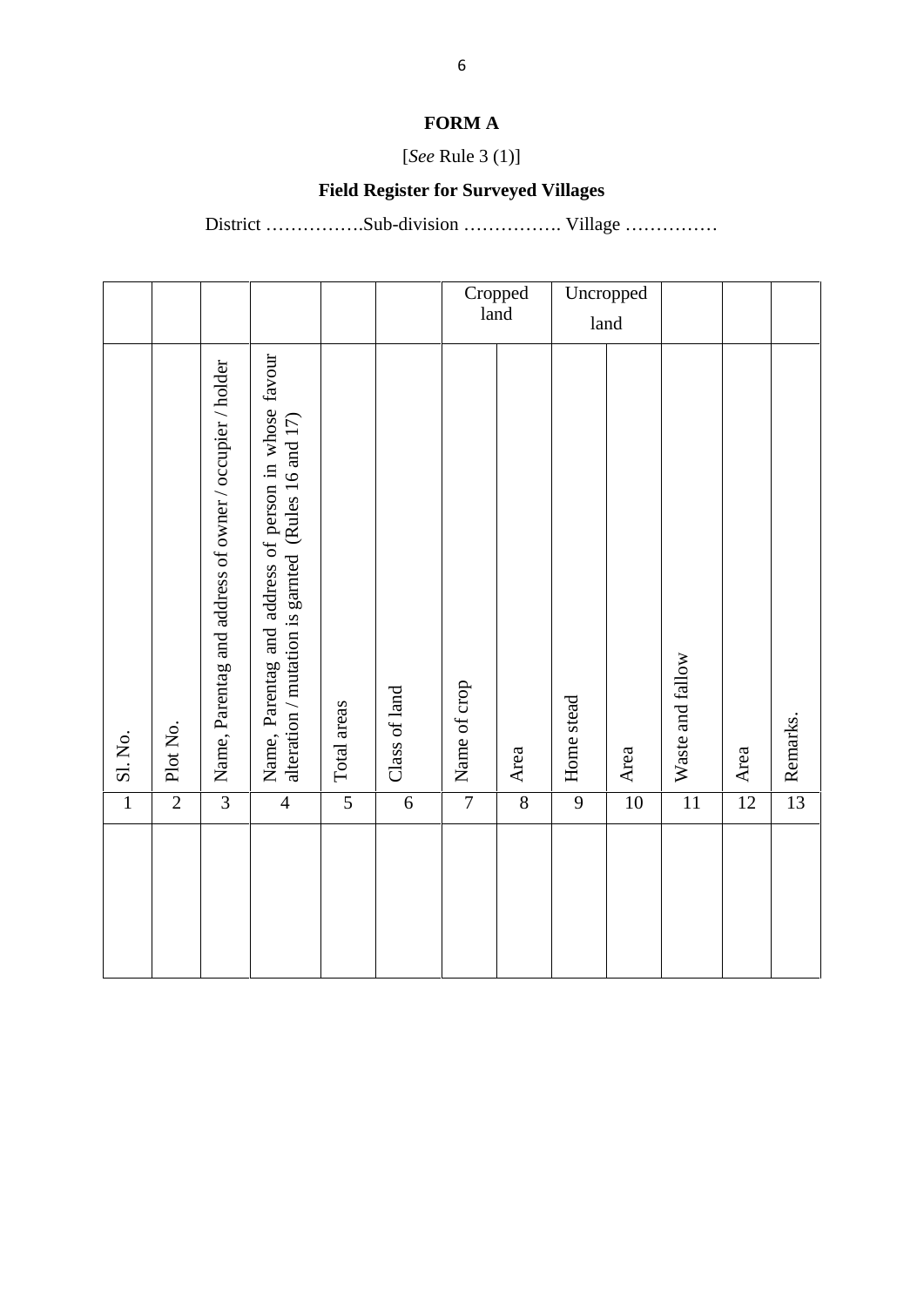**FORM A**

[*See* Rule 3 (1)]

**Field Register for Surveyed Villages**

District …………….Sub-division ……………. Village ……………

| | | | | | | Cropped land | | Uncropped land | | | | |
|---|---|---|---|---|---|---|---|---|---|---|---|---|
| Sl. No. | Plot No. | Name, Parentag and address of owner / occupier / holder | Name, Parentag and address of person in whose favour alteration / mutation is garnted (Rules 16 and 17) | Total areas | Class of land | Name of crop | Area | Home stead | Area | Waste and fallow | Area | Remarks. |
| 1 | 2 | 3 | 4 | 5 | 6 | 7 | 8 | 9 | 10 | 11 | 12 | 13 |
| | | | | | | | | | | | | |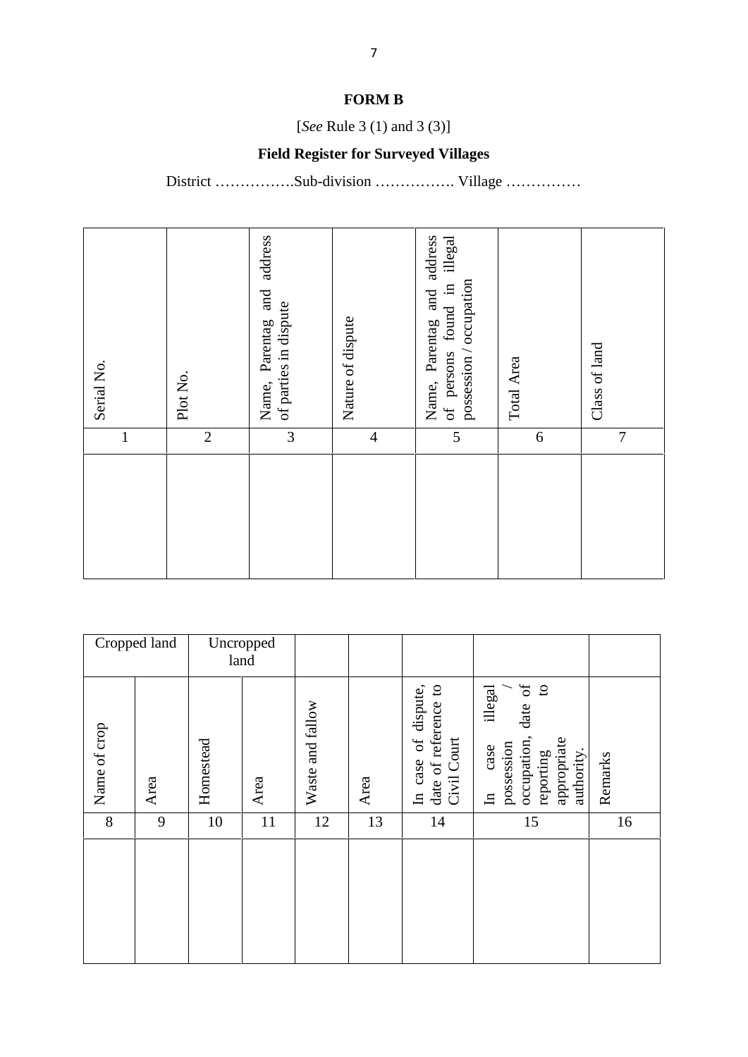**FORM B**

[*See* Rule 3 (1) and 3 (3)]

**Field Register for Surveyed Villages**

District …………….Sub-division ……………. Village ……………

| Serial No. | Plot No. | Name, Parentag and address of parties in dispute | Nature of dispute | Name, Parentag and address of persons found in illegal possession / occupation | Total Area | Class of land |
|---|---|---|---|---|---|---|
| 1 | 2 | 3 | 4 | 5 | 6 | 7 |
| | | | | | | |

| Cropped land | | Uncropped land | | | | | | |
|---|---|---|---|---|---|---|---|---|
| Name of crop | Area | Homestead | Area | Waste and fallow | Area | In case of dispute, date of reference to Civil Court | In case illegal possession / occupation, date of reporting to appropriate authority. | Remarks |
| 8 | 9 | 10 | 11 | 12 | 13 | 14 | 15 | 16 |
| | | | | | | | | |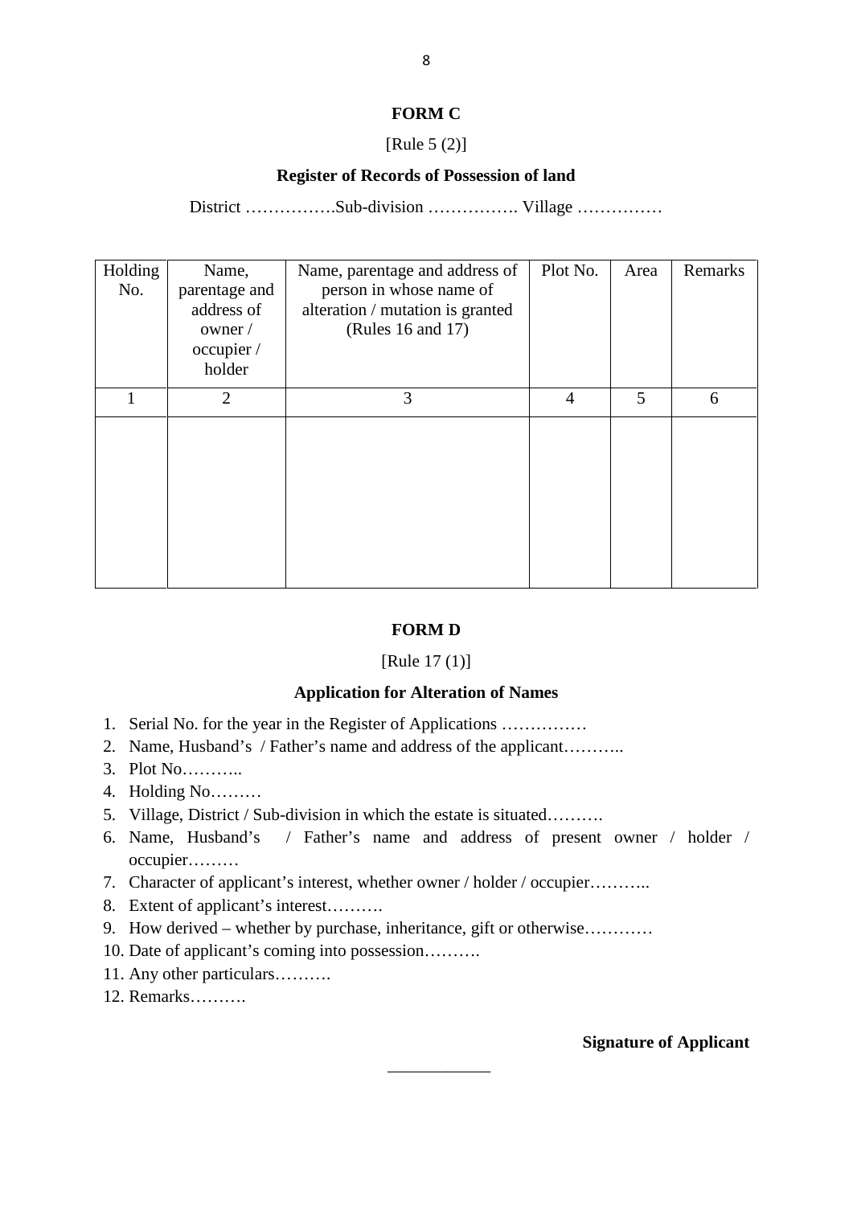**FORM C**

[Rule 5 (2)]

**Register of Records of Possession of land**

District …………….Sub-division ……………. Village ……………

| Holding No. | Name, parentage and address of owner / occupier / holder | Name, parentage and address of person in whose name of alteration / mutation is granted (Rules 16 and 17) | Plot No. | Area | Remarks |
|---|---|---|---|---|---|
| 1 | 2 | 3 | 4 | 5 | 6 |
| | | | | | |

**FORM D**

[Rule 17 (1)]

**Application for Alteration of Names**

1. Serial No. for the year in the Register of Applications ……………
2. Name, Husband's / Father's name and address of the applicant………..
3. Plot No………..
4. Holding No………
5. Village, District / Sub-division in which the estate is situated……….
6. Name, Husband's / Father's name and address of present owner / holder / occupier………
7. Character of applicant's interest, whether owner / holder / occupier………..
8. Extent of applicant's interest……….
9. How derived – whether by purchase, inheritance, gift or otherwise…………
10. Date of applicant's coming into possession……….
11. Any other particulars……….
12. Remarks……….

**Signature of Applicant**

\_\_\_\_\_\_\_\_\_\_\_\_